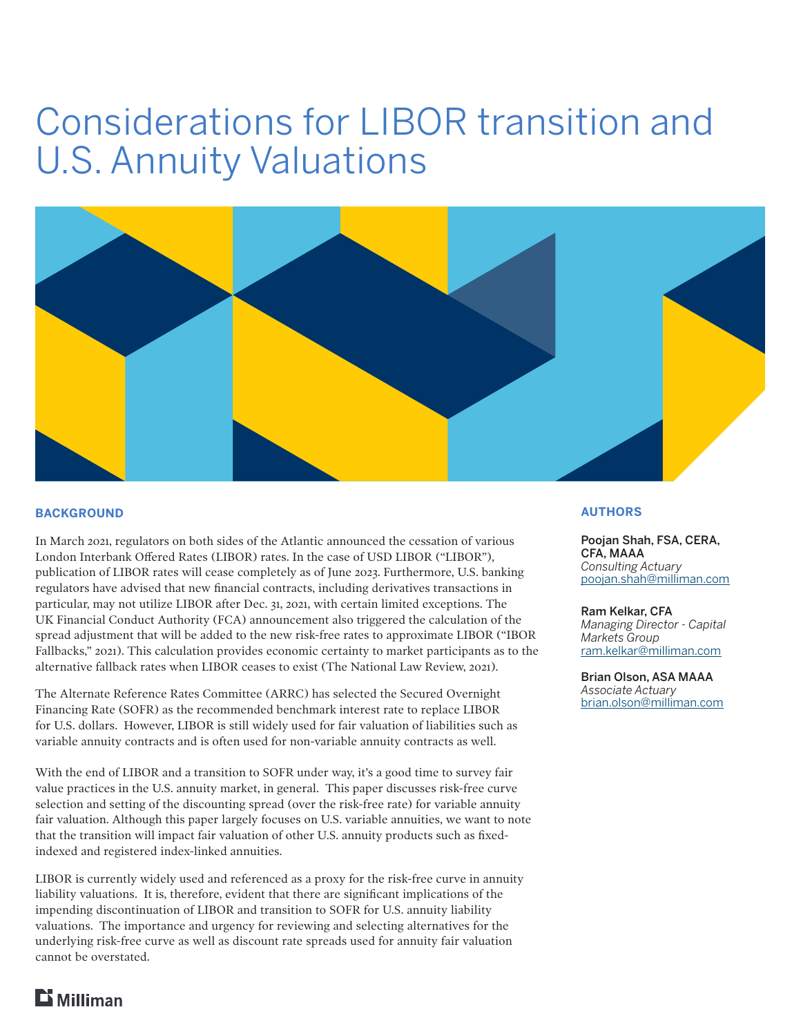# Considerations for LIBOR transition and U.S. Annuity Valuations

## BACKGROUND

In March 2021, regulators on both sides of the Atlantic announced the cessation of various London Interbank Offered Rates (LIBOR) rates. In the case of USD LIBOR ("LIBOR"), publication of LIBOR rates will cease completely as of June 2023. Furthermore, U.S. banking regulators have advised that new financial contracts, including derivatives transactions in particular, may not utilize LIBOR after Dec. 31, 2021, with certain limited exceptions. The UK Financial Conduct Authority (FCA) announcement also triggered the calculation of the spread adjustment that will be added to the new risk-free rates to approximate LIBOR ("IBOR Fallbacks," 2021). This calculation provides economic certainty to market participants as to the alternative fallback rates when LIBOR ceases to exist (The National Law Review, 2021).

The Alternate Reference Rates Committee (ARRC) has selected the Secured Overnight Financing Rate (SOFR) as the recommended benchmark interest rate to replace LIBOR for U.S. dollars. However, LIBOR is still widely used for fair valuation of liabilities such as variable annuity contracts and is often used for non-variable annuity contracts as well.

With the end of LIBOR and a transition to SOFR under way, it's a good time to survey fair value practices in the U.S. annuity market, in general. This paper discusses risk-free curve selection and setting of the discounting spread (over the risk-free rate) for variable annuity fair valuation. Although this paper largely focuses on U.S. variable annuities, we want to note that the transition will impact fair valuation of other U.S. annuity products such as fixed-indexed and registered index-linked annuities.

LIBOR is currently widely used and referenced as a proxy for the risk-free curve in annuity liability valuations. It is, therefore, evident that there are significant implications of the impending discontinuation of LIBOR and transition to SOFR for U.S. annuity liability valuations. The importance and urgency for reviewing and selecting alternatives for the underlying risk-free curve as well as discount rate spreads used for annuity fair valuation cannot be overstated.

## AUTHORS

**Poojan Shah, FSA, CERA, CFA, MAAA**
*Consulting Actuary*
poojan.shah@milliman.com

**Ram Kelkar, CFA**
*Managing Director - Capital Markets Group*
ram.kelkar@milliman.com

**Brian Olson, ASA MAAA**
*Associate Actuary*
brian.olson@milliman.com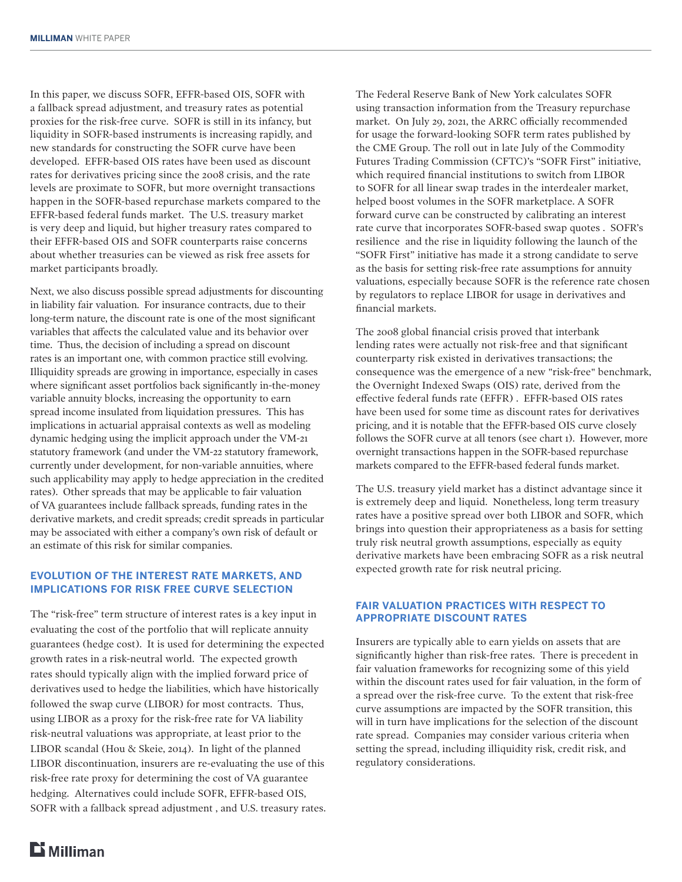In this paper, we discuss SOFR, EFFR-based OIS, SOFR with a fallback spread adjustment, and treasury rates as potential proxies for the risk-free curve. SOFR is still in its infancy, but liquidity in SOFR-based instruments is increasing rapidly, and new standards for constructing the SOFR curve have been developed. EFFR-based OIS rates have been used as discount rates for derivatives pricing since the 2008 crisis, and the rate levels are proximate to SOFR, but more overnight transactions happen in the SOFR-based repurchase markets compared to the EFFR-based federal funds market. The U.S. treasury market is very deep and liquid, but higher treasury rates compared to their EFFR-based OIS and SOFR counterparts raise concerns about whether treasuries can be viewed as risk free assets for market participants broadly.

Next, we also discuss possible spread adjustments for discounting in liability fair valuation. For insurance contracts, due to their long-term nature, the discount rate is one of the most significant variables that affects the calculated value and its behavior over time. Thus, the decision of including a spread on discount rates is an important one, with common practice still evolving. Illiquidity spreads are growing in importance, especially in cases where significant asset portfolios back significantly in-the-money variable annuity blocks, increasing the opportunity to earn spread income insulated from liquidation pressures. This has implications in actuarial appraisal contexts as well as modeling dynamic hedging using the implicit approach under the VM-21 statutory framework (and under the VM-22 statutory framework, currently under development, for non-variable annuities, where such applicability may apply to hedge appreciation in the credited rates). Other spreads that may be applicable to fair valuation of VA guarantees include fallback spreads, funding rates in the derivative markets, and credit spreads; credit spreads in particular may be associated with either a company's own risk of default or an estimate of this risk for similar companies.

## EVOLUTION OF THE INTEREST RATE MARKETS, AND IMPLICATIONS FOR RISK FREE CURVE SELECTION

The "risk-free" term structure of interest rates is a key input in evaluating the cost of the portfolio that will replicate annuity guarantees (hedge cost). It is used for determining the expected growth rates in a risk-neutral world. The expected growth rates should typically align with the implied forward price of derivatives used to hedge the liabilities, which have historically followed the swap curve (LIBOR) for most contracts. Thus, using LIBOR as a proxy for the risk-free rate for VA liability risk-neutral valuations was appropriate, at least prior to the LIBOR scandal (Hou & Skeie, 2014). In light of the planned LIBOR discontinuation, insurers are re-evaluating the use of this risk-free rate proxy for determining the cost of VA guarantee hedging. Alternatives could include SOFR, EFFR-based OIS, SOFR with a fallback spread adjustment , and U.S. treasury rates.

The Federal Reserve Bank of New York calculates SOFR using transaction information from the Treasury repurchase market. On July 29, 2021, the ARRC officially recommended for usage the forward-looking SOFR term rates published by the CME Group. The roll out in late July of the Commodity Futures Trading Commission (CFTC)'s "SOFR First" initiative, which required financial institutions to switch from LIBOR to SOFR for all linear swap trades in the interdealer market, helped boost volumes in the SOFR marketplace. A SOFR forward curve can be constructed by calibrating an interest rate curve that incorporates SOFR-based swap quotes . SOFR's resilience and the rise in liquidity following the launch of the "SOFR First" initiative has made it a strong candidate to serve as the basis for setting risk-free rate assumptions for annuity valuations, especially because SOFR is the reference rate chosen by regulators to replace LIBOR for usage in derivatives and financial markets.

The 2008 global financial crisis proved that interbank lending rates were actually not risk-free and that significant counterparty risk existed in derivatives transactions; the consequence was the emergence of a new "risk-free" benchmark, the Overnight Indexed Swaps (OIS) rate, derived from the effective federal funds rate (EFFR) . EFFR-based OIS rates have been used for some time as discount rates for derivatives pricing, and it is notable that the EFFR-based OIS curve closely follows the SOFR curve at all tenors (see chart 1). However, more overnight transactions happen in the SOFR-based repurchase markets compared to the EFFR-based federal funds market.

The U.S. treasury yield market has a distinct advantage since it is extremely deep and liquid. Nonetheless, long term treasury rates have a positive spread over both LIBOR and SOFR, which brings into question their appropriateness as a basis for setting truly risk neutral growth assumptions, especially as equity derivative markets have been embracing SOFR as a risk neutral expected growth rate for risk neutral pricing.

## FAIR VALUATION PRACTICES WITH RESPECT TO APPROPRIATE DISCOUNT RATES

Insurers are typically able to earn yields on assets that are significantly higher than risk-free rates. There is precedent in fair valuation frameworks for recognizing some of this yield within the discount rates used for fair valuation, in the form of a spread over the risk-free curve. To the extent that risk-free curve assumptions are impacted by the SOFR transition, this will in turn have implications for the selection of the discount rate spread. Companies may consider various criteria when setting the spread, including illiquidity risk, credit risk, and regulatory considerations.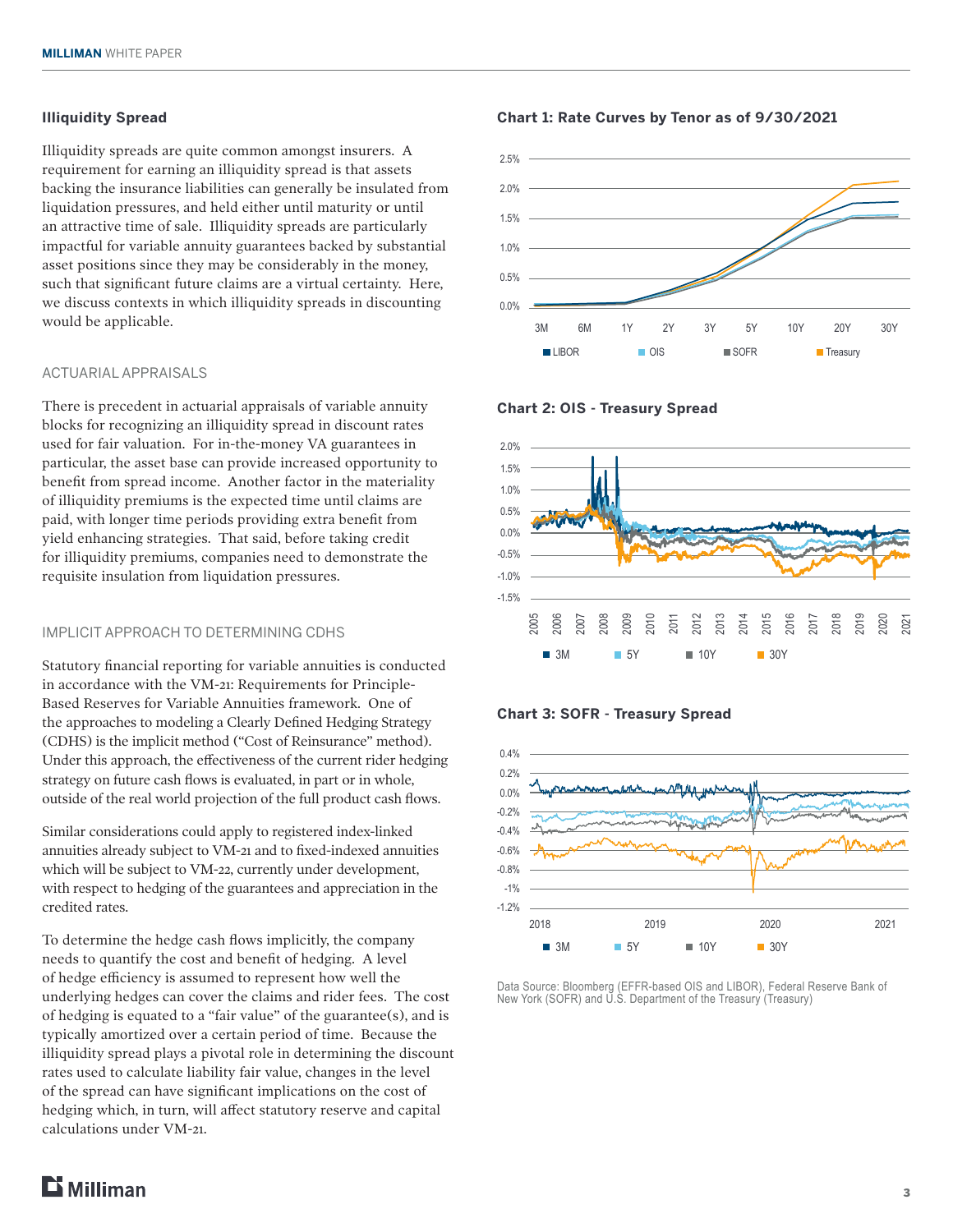## Illiquidity Spread

Illiquidity spreads are quite common amongst insurers. A requirement for earning an illiquidity spread is that assets backing the insurance liabilities can generally be insulated from liquidation pressures, and held either until maturity or until an attractive time of sale. Illiquidity spreads are particularly impactful for variable annuity guarantees backed by substantial asset positions since they may be considerably in the money, such that significant future claims are a virtual certainty. Here, we discuss contexts in which illiquidity spreads in discounting would be applicable.

### ACTUARIAL APPRAISALS

There is precedent in actuarial appraisals of variable annuity blocks for recognizing an illiquidity spread in discount rates used for fair valuation. For in-the-money VA guarantees in particular, the asset base can provide increased opportunity to benefit from spread income. Another factor in the materiality of illiquidity premiums is the expected time until claims are paid, with longer time periods providing extra benefit from yield enhancing strategies. That said, before taking credit for illiquidity premiums, companies need to demonstrate the requisite insulation from liquidation pressures.

### IMPLICIT APPROACH TO DETERMINING CDHS

Statutory financial reporting for variable annuities is conducted in accordance with the VM-21: Requirements for Principle-Based Reserves for Variable Annuities framework. One of the approaches to modeling a Clearly Defined Hedging Strategy (CDHS) is the implicit method ("Cost of Reinsurance" method). Under this approach, the effectiveness of the current rider hedging strategy on future cash flows is evaluated, in part or in whole, outside of the real world projection of the full product cash flows.

Similar considerations could apply to registered index-linked annuities already subject to VM-21 and to fixed-indexed annuities which will be subject to VM-22, currently under development, with respect to hedging of the guarantees and appreciation in the credited rates.

To determine the hedge cash flows implicitly, the company needs to quantify the cost and benefit of hedging. A level of hedge efficiency is assumed to represent how well the underlying hedges can cover the claims and rider fees. The cost of hedging is equated to a "fair value" of the guarantee(s), and is typically amortized over a certain period of time. Because the illiquidity spread plays a pivotal role in determining the discount rates used to calculate liability fair value, changes in the level of the spread can have significant implications on the cost of hedging which, in turn, will affect statutory reserve and capital calculations under VM-21.

**Chart 1: Rate Curves by Tenor as of 9/30/2021**

**Chart 2: OIS - Treasury Spread**

**Chart 3: SOFR - Treasury Spread**

Data Source: Bloomberg (EFFR-based OIS and LIBOR), Federal Reserve Bank of New York (SOFR) and U.S. Department of the Treasury (Treasury)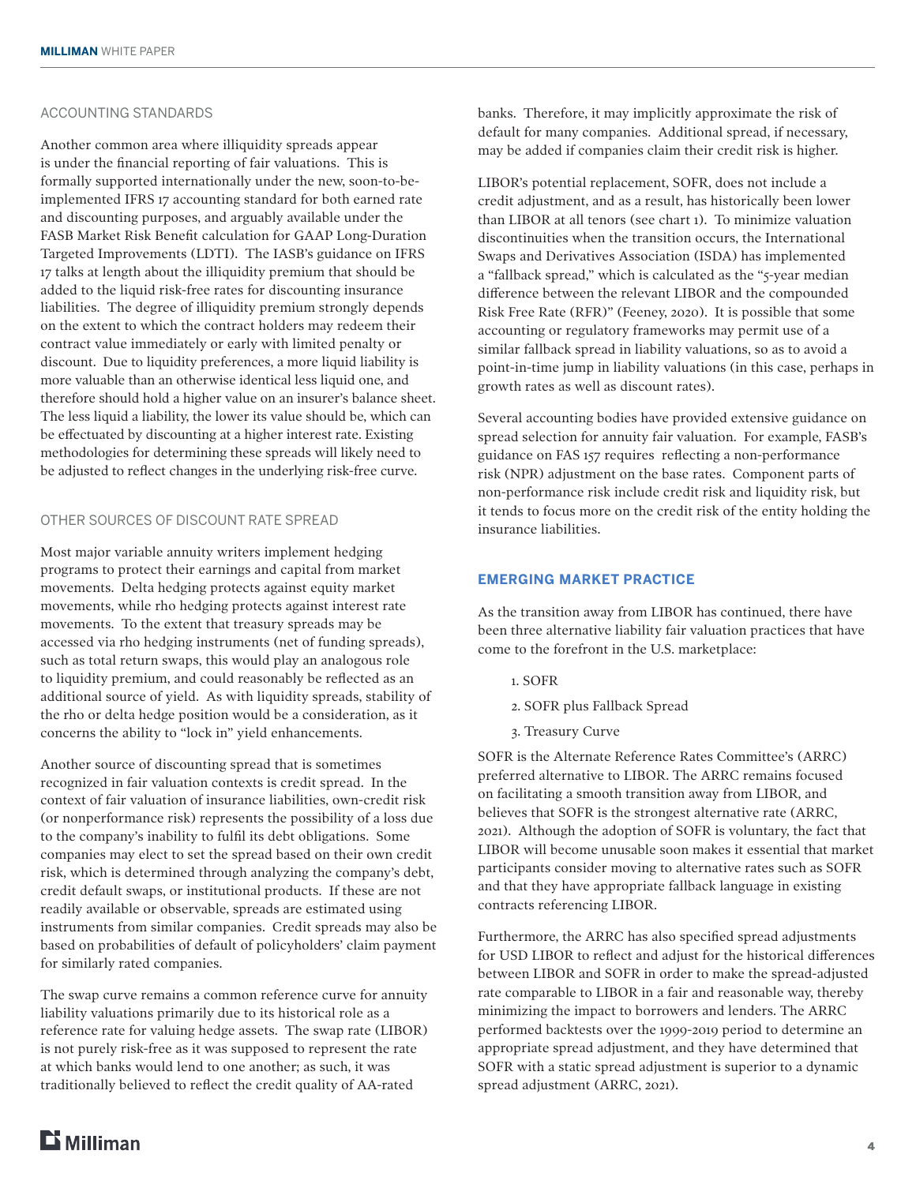### ACCOUNTING STANDARDS

Another common area where illiquidity spreads appear is under the financial reporting of fair valuations. This is formally supported internationally under the new, soon-to-be-implemented IFRS 17 accounting standard for both earned rate and discounting purposes, and arguably available under the FASB Market Risk Benefit calculation for GAAP Long-Duration Targeted Improvements (LDTI). The IASB's guidance on IFRS 17 talks at length about the illiquidity premium that should be added to the liquid risk-free rates for discounting insurance liabilities. The degree of illiquidity premium strongly depends on the extent to which the contract holders may redeem their contract value immediately or early with limited penalty or discount. Due to liquidity preferences, a more liquid liability is more valuable than an otherwise identical less liquid one, and therefore should hold a higher value on an insurer's balance sheet. The less liquid a liability, the lower its value should be, which can be effectuated by discounting at a higher interest rate. Existing methodologies for determining these spreads will likely need to be adjusted to reflect changes in the underlying risk-free curve.

### OTHER SOURCES OF DISCOUNT RATE SPREAD

Most major variable annuity writers implement hedging programs to protect their earnings and capital from market movements. Delta hedging protects against equity market movements, while rho hedging protects against interest rate movements. To the extent that treasury spreads may be accessed via rho hedging instruments (net of funding spreads), such as total return swaps, this would play an analogous role to liquidity premium, and could reasonably be reflected as an additional source of yield. As with liquidity spreads, stability of the rho or delta hedge position would be a consideration, as it concerns the ability to "lock in" yield enhancements.

Another source of discounting spread that is sometimes recognized in fair valuation contexts is credit spread. In the context of fair valuation of insurance liabilities, own-credit risk (or nonperformance risk) represents the possibility of a loss due to the company's inability to fulfil its debt obligations. Some companies may elect to set the spread based on their own credit risk, which is determined through analyzing the company's debt, credit default swaps, or institutional products. If these are not readily available or observable, spreads are estimated using instruments from similar companies. Credit spreads may also be based on probabilities of default of policyholders' claim payment for similarly rated companies.

The swap curve remains a common reference curve for annuity liability valuations primarily due to its historical role as a reference rate for valuing hedge assets. The swap rate (LIBOR) is not purely risk-free as it was supposed to represent the rate at which banks would lend to one another; as such, it was traditionally believed to reflect the credit quality of AA-rated banks. Therefore, it may implicitly approximate the risk of default for many companies. Additional spread, if necessary, may be added if companies claim their credit risk is higher.

LIBOR's potential replacement, SOFR, does not include a credit adjustment, and as a result, has historically been lower than LIBOR at all tenors (see chart 1). To minimize valuation discontinuities when the transition occurs, the International Swaps and Derivatives Association (ISDA) has implemented a "fallback spread," which is calculated as the "5-year median difference between the relevant LIBOR and the compounded Risk Free Rate (RFR)" (Feeney, 2020). It is possible that some accounting or regulatory frameworks may permit use of a similar fallback spread in liability valuations, so as to avoid a point-in-time jump in liability valuations (in this case, perhaps in growth rates as well as discount rates).

Several accounting bodies have provided extensive guidance on spread selection for annuity fair valuation. For example, FASB's guidance on FAS 157 requires reflecting a non-performance risk (NPR) adjustment on the base rates. Component parts of non-performance risk include credit risk and liquidity risk, but it tends to focus more on the credit risk of the entity holding the insurance liabilities.

## EMERGING MARKET PRACTICE

As the transition away from LIBOR has continued, there have been three alternative liability fair valuation practices that have come to the forefront in the U.S. marketplace:

1. SOFR
2. SOFR plus Fallback Spread
3. Treasury Curve

SOFR is the Alternate Reference Rates Committee's (ARRC) preferred alternative to LIBOR. The ARRC remains focused on facilitating a smooth transition away from LIBOR, and believes that SOFR is the strongest alternative rate (ARRC, 2021). Although the adoption of SOFR is voluntary, the fact that LIBOR will become unusable soon makes it essential that market participants consider moving to alternative rates such as SOFR and that they have appropriate fallback language in existing contracts referencing LIBOR.

Furthermore, the ARRC has also specified spread adjustments for USD LIBOR to reflect and adjust for the historical differences between LIBOR and SOFR in order to make the spread-adjusted rate comparable to LIBOR in a fair and reasonable way, thereby minimizing the impact to borrowers and lenders. The ARRC performed backtests over the 1999-2019 period to determine an appropriate spread adjustment, and they have determined that SOFR with a static spread adjustment is superior to a dynamic spread adjustment (ARRC, 2021).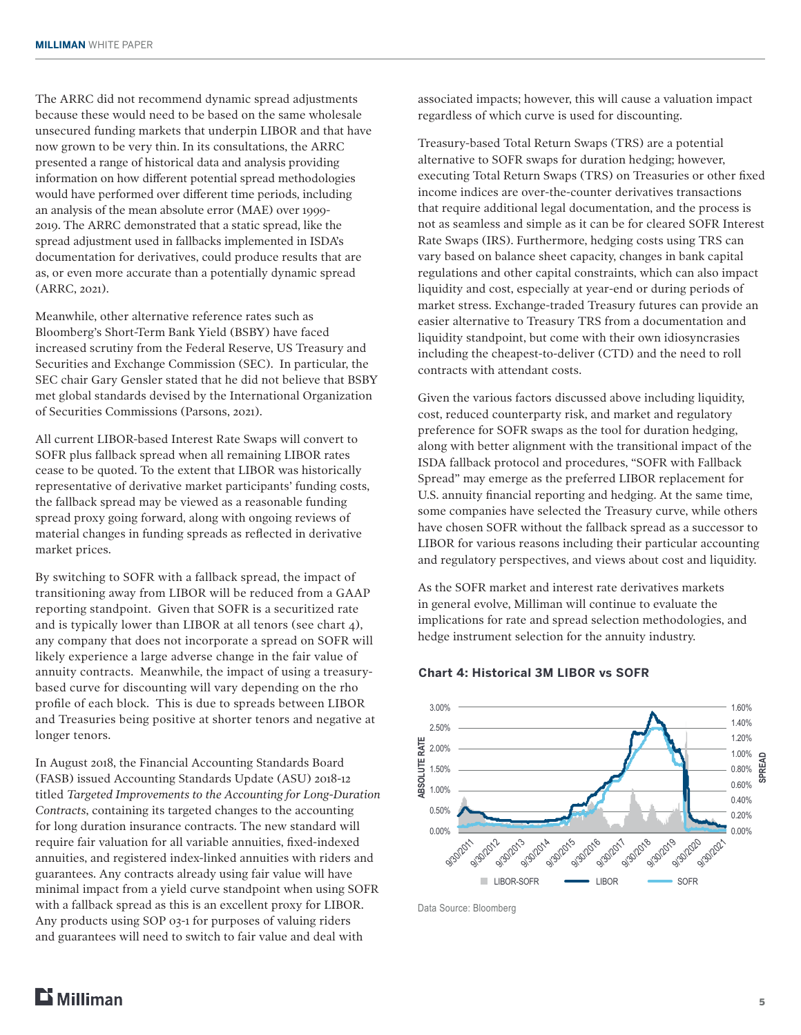The ARRC did not recommend dynamic spread adjustments because these would need to be based on the same wholesale unsecured funding markets that underpin LIBOR and that have now grown to be very thin. In its consultations, the ARRC presented a range of historical data and analysis providing information on how different potential spread methodologies would have performed over different time periods, including an analysis of the mean absolute error (MAE) over 1999-2019. The ARRC demonstrated that a static spread, like the spread adjustment used in fallbacks implemented in ISDA's documentation for derivatives, could produce results that are as, or even more accurate than a potentially dynamic spread (ARRC, 2021).

Meanwhile, other alternative reference rates such as Bloomberg's Short-Term Bank Yield (BSBY) have faced increased scrutiny from the Federal Reserve, US Treasury and Securities and Exchange Commission (SEC). In particular, the SEC chair Gary Gensler stated that he did not believe that BSBY met global standards devised by the International Organization of Securities Commissions (Parsons, 2021).

All current LIBOR-based Interest Rate Swaps will convert to SOFR plus fallback spread when all remaining LIBOR rates cease to be quoted. To the extent that LIBOR was historically representative of derivative market participants' funding costs, the fallback spread may be viewed as a reasonable funding spread proxy going forward, along with ongoing reviews of material changes in funding spreads as reflected in derivative market prices.

By switching to SOFR with a fallback spread, the impact of transitioning away from LIBOR will be reduced from a GAAP reporting standpoint. Given that SOFR is a securitized rate and is typically lower than LIBOR at all tenors (see chart 4), any company that does not incorporate a spread on SOFR will likely experience a large adverse change in the fair value of annuity contracts. Meanwhile, the impact of using a treasury-based curve for discounting will vary depending on the rho profile of each block. This is due to spreads between LIBOR and Treasuries being positive at shorter tenors and negative at longer tenors.

In August 2018, the Financial Accounting Standards Board (FASB) issued Accounting Standards Update (ASU) 2018-12 titled *Targeted Improvements to the Accounting for Long-Duration Contracts*, containing its targeted changes to the accounting for long duration insurance contracts. The new standard will require fair valuation for all variable annuities, fixed-indexed annuities, and registered index-linked annuities with riders and guarantees. Any contracts already using fair value will have minimal impact from a yield curve standpoint when using SOFR with a fallback spread as this is an excellent proxy for LIBOR. Any products using SOP 03-1 for purposes of valuing riders and guarantees will need to switch to fair value and deal with associated impacts; however, this will cause a valuation impact regardless of which curve is used for discounting.

Treasury-based Total Return Swaps (TRS) are a potential alternative to SOFR swaps for duration hedging; however, executing Total Return Swaps (TRS) on Treasuries or other fixed income indices are over-the-counter derivatives transactions that require additional legal documentation, and the process is not as seamless and simple as it can be for cleared SOFR Interest Rate Swaps (IRS). Furthermore, hedging costs using TRS can vary based on balance sheet capacity, changes in bank capital regulations and other capital constraints, which can also impact liquidity and cost, especially at year-end or during periods of market stress. Exchange-traded Treasury futures can provide an easier alternative to Treasury TRS from a documentation and liquidity standpoint, but come with their own idiosyncrasies including the cheapest-to-deliver (CTD) and the need to roll contracts with attendant costs.

Given the various factors discussed above including liquidity, cost, reduced counterparty risk, and market and regulatory preference for SOFR swaps as the tool for duration hedging, along with better alignment with the transitional impact of the ISDA fallback protocol and procedures, "SOFR with Fallback Spread" may emerge as the preferred LIBOR replacement for U.S. annuity financial reporting and hedging. At the same time, some companies have selected the Treasury curve, while others have chosen SOFR without the fallback spread as a successor to LIBOR for various reasons including their particular accounting and regulatory perspectives, and views about cost and liquidity.

As the SOFR market and interest rate derivatives markets in general evolve, Milliman will continue to evaluate the implications for rate and spread selection methodologies, and hedge instrument selection for the annuity industry.

**Chart 4: Historical 3M LIBOR vs SOFR**

Data Source: Bloomberg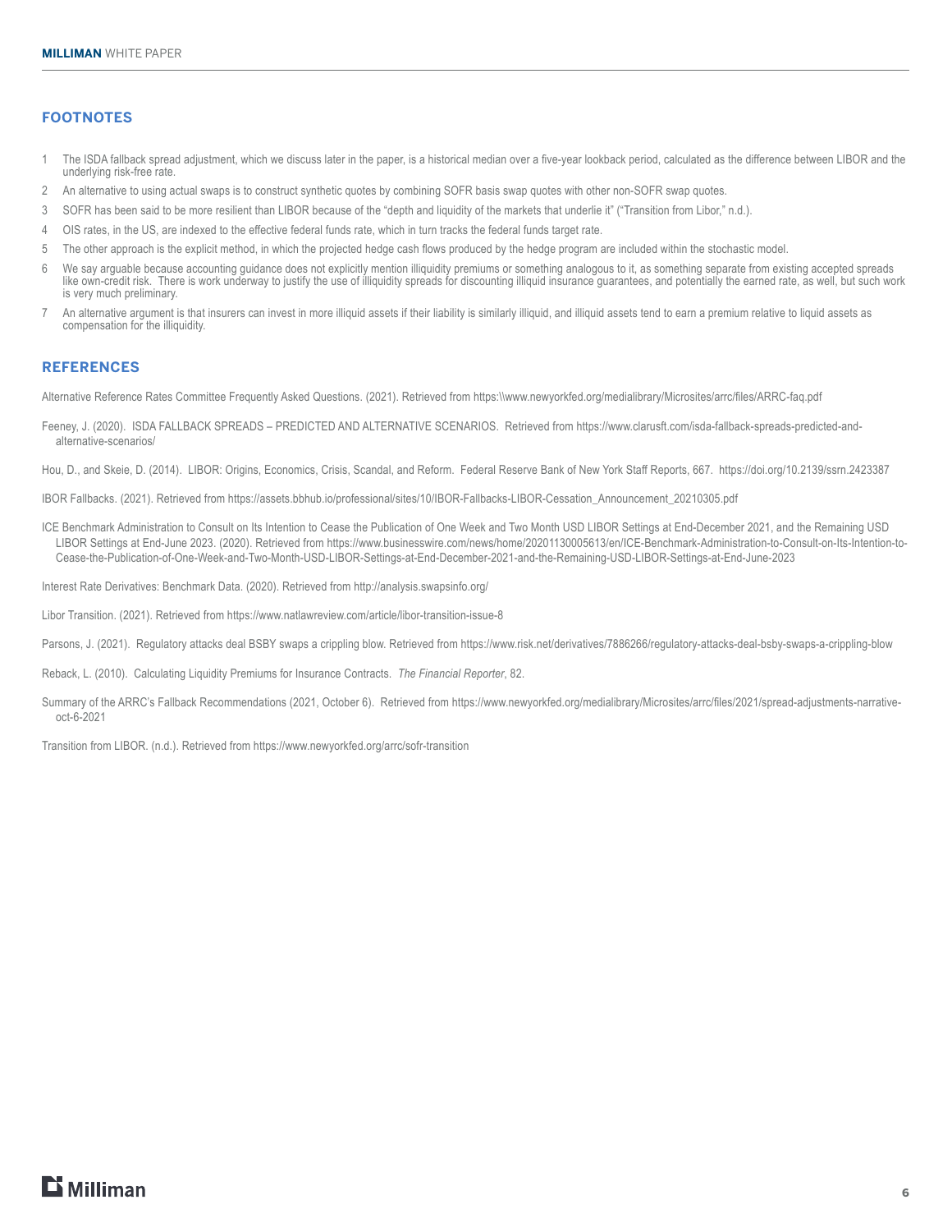## FOOTNOTES

1. The ISDA fallback spread adjustment, which we discuss later in the paper, is a historical median over a five-year lookback period, calculated as the difference between LIBOR and the underlying risk-free rate.
2. An alternative to using actual swaps is to construct synthetic quotes by combining SOFR basis swap quotes with other non-SOFR swap quotes.
3. SOFR has been said to be more resilient than LIBOR because of the "depth and liquidity of the markets that underlie it" ("Transition from Libor," n.d.).
4. OIS rates, in the US, are indexed to the effective federal funds rate, which in turn tracks the federal funds target rate.
5. The other approach is the explicit method, in which the projected hedge cash flows produced by the hedge program are included within the stochastic model.
6. We say arguable because accounting guidance does not explicitly mention illiquidity premiums or something analogous to it, as something separate from existing accepted spreads like own-credit risk. There is work underway to justify the use of illiquidity spreads for discounting illiquid insurance guarantees, and potentially the earned rate, as well, but such work is very much preliminary.
7. An alternative argument is that insurers can invest in more illiquid assets if their liability is similarly illiquid, and illiquid assets tend to earn a premium relative to liquid assets as compensation for the illiquidity.

## REFERENCES

Alternative Reference Rates Committee Frequently Asked Questions. (2021). Retrieved from https:\\www.newyorkfed.org/medialibrary/Microsites/arrc/files/ARRC-faq.pdf

Feeney, J. (2020). ISDA FALLBACK SPREADS – PREDICTED AND ALTERNATIVE SCENARIOS. Retrieved from https://www.clarusft.com/isda-fallback-spreads-predicted-and-alternative-scenarios/

Hou, D., and Skeie, D. (2014). LIBOR: Origins, Economics, Crisis, Scandal, and Reform. Federal Reserve Bank of New York Staff Reports, 667. https://doi.org/10.2139/ssrn.2423387

IBOR Fallbacks. (2021). Retrieved from https://assets.bbhub.io/professional/sites/10/IBOR-Fallbacks-LIBOR-Cessation_Announcement_20210305.pdf

ICE Benchmark Administration to Consult on Its Intention to Cease the Publication of One Week and Two Month USD LIBOR Settings at End-December 2021, and the Remaining USD LIBOR Settings at End-June 2023. (2020). Retrieved from https://www.businesswire.com/news/home/20201130005613/en/ICE-Benchmark-Administration-to-Consult-on-Its-Intention-to-Cease-the-Publication-of-One-Week-and-Two-Month-USD-LIBOR-Settings-at-End-December-2021-and-the-Remaining-USD-LIBOR-Settings-at-End-June-2023

Interest Rate Derivatives: Benchmark Data. (2020). Retrieved from http://analysis.swapsinfo.org/

Libor Transition. (2021). Retrieved from https://www.natlawreview.com/article/libor-transition-issue-8

Parsons, J. (2021). Regulatory attacks deal BSBY swaps a crippling blow. Retrieved from https://www.risk.net/derivatives/7886266/regulatory-attacks-deal-bsby-swaps-a-crippling-blow

Reback, L. (2010). Calculating Liquidity Premiums for Insurance Contracts. *The Financial Reporter*, 82.

Summary of the ARRC's Fallback Recommendations (2021, October 6). Retrieved from https://www.newyorkfed.org/medialibrary/Microsites/arrc/files/2021/spread-adjustments-narrative-oct-6-2021

Transition from LIBOR. (n.d.). Retrieved from https://www.newyorkfed.org/arrc/sofr-transition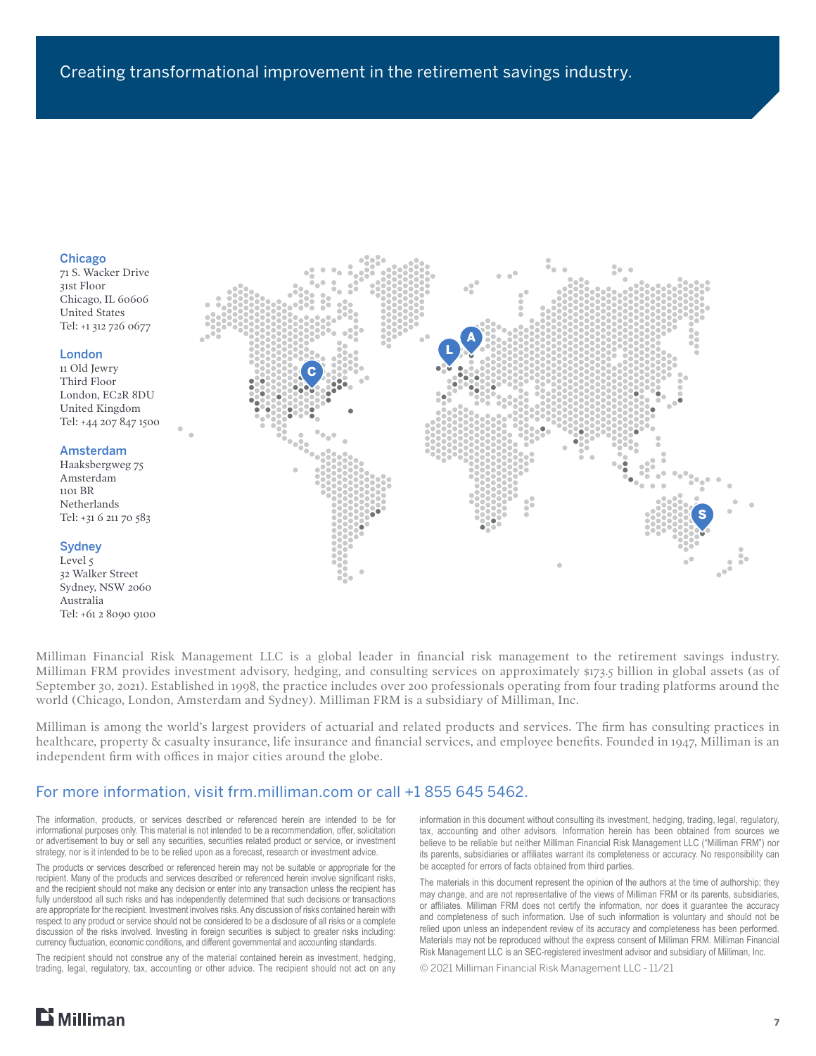Creating transformational improvement in the retirement savings industry.

### Chicago
71 S. Wacker Drive
31st Floor
Chicago, IL 60606
United States
Tel: +1 312 726 0677

### London
11 Old Jewry
Third Floor
London, EC2R 8DU
United Kingdom
Tel: +44 207 847 1500

### Amsterdam
Haaksbergweg 75
Amsterdam
1101 BR
Netherlands
Tel: +31 6 211 70 583

### Sydney
Level 5
32 Walker Street
Sydney, NSW 2060
Australia
Tel: +61 2 8090 9100

Milliman Financial Risk Management LLC is a global leader in financial risk management to the retirement savings industry. Milliman FRM provides investment advisory, hedging, and consulting services on approximately $173.5 billion in global assets (as of September 30, 2021). Established in 1998, the practice includes over 200 professionals operating from four trading platforms around the world (Chicago, London, Amsterdam and Sydney). Milliman FRM is a subsidiary of Milliman, Inc.

Milliman is among the world's largest providers of actuarial and related products and services. The firm has consulting practices in healthcare, property & casualty insurance, life insurance and financial services, and employee benefits. Founded in 1947, Milliman is an independent firm with offices in major cities around the globe.

## For more information, visit frm.milliman.com or call +1 855 645 5462.

The information, products, or services described or referenced herein are intended to be for informational purposes only. This material is not intended to be a recommendation, offer, solicitation or advertisement to buy or sell any securities, securities related product or service, or investment strategy, nor is it intended to be to be relied upon as a forecast, research or investment advice.

The products or services described or referenced herein may not be suitable or appropriate for the recipient. Many of the products and services described or referenced herein involve significant risks, and the recipient should not make any decision or enter into any transaction unless the recipient has fully understood all such risks and has independently determined that such decisions or transactions are appropriate for the recipient. Investment involves risks. Any discussion of risks contained herein with respect to any product or service should not be considered to be a disclosure of all risks or a complete discussion of the risks involved. Investing in foreign securities is subject to greater risks including: currency fluctuation, economic conditions, and different governmental and accounting standards.

The recipient should not construe any of the material contained herein as investment, hedging, trading, legal, regulatory, tax, accounting or other advice. The recipient should not act on any information in this document without consulting its investment, hedging, trading, legal, regulatory, tax, accounting and other advisors. Information herein has been obtained from sources we believe to be reliable but neither Milliman Financial Risk Management LLC ("Milliman FRM") nor its parents, subsidiaries or affiliates warrant its completeness or accuracy. No responsibility can be accepted for errors of facts obtained from third parties.

The materials in this document represent the opinion of the authors at the time of authorship; they may change, and are not representative of the views of Milliman FRM or its parents, subsidiaries, or affiliates. Milliman FRM does not certify the information, nor does it guarantee the accuracy and completeness of such information. Use of such information is voluntary and should not be relied upon unless an independent review of its accuracy and completeness has been performed. Materials may not be reproduced without the express consent of Milliman FRM. Milliman Financial Risk Management LLC is an SEC-registered investment advisor and subsidiary of Milliman, Inc.

© 2021 Milliman Financial Risk Management LLC - 11/21

Milliman